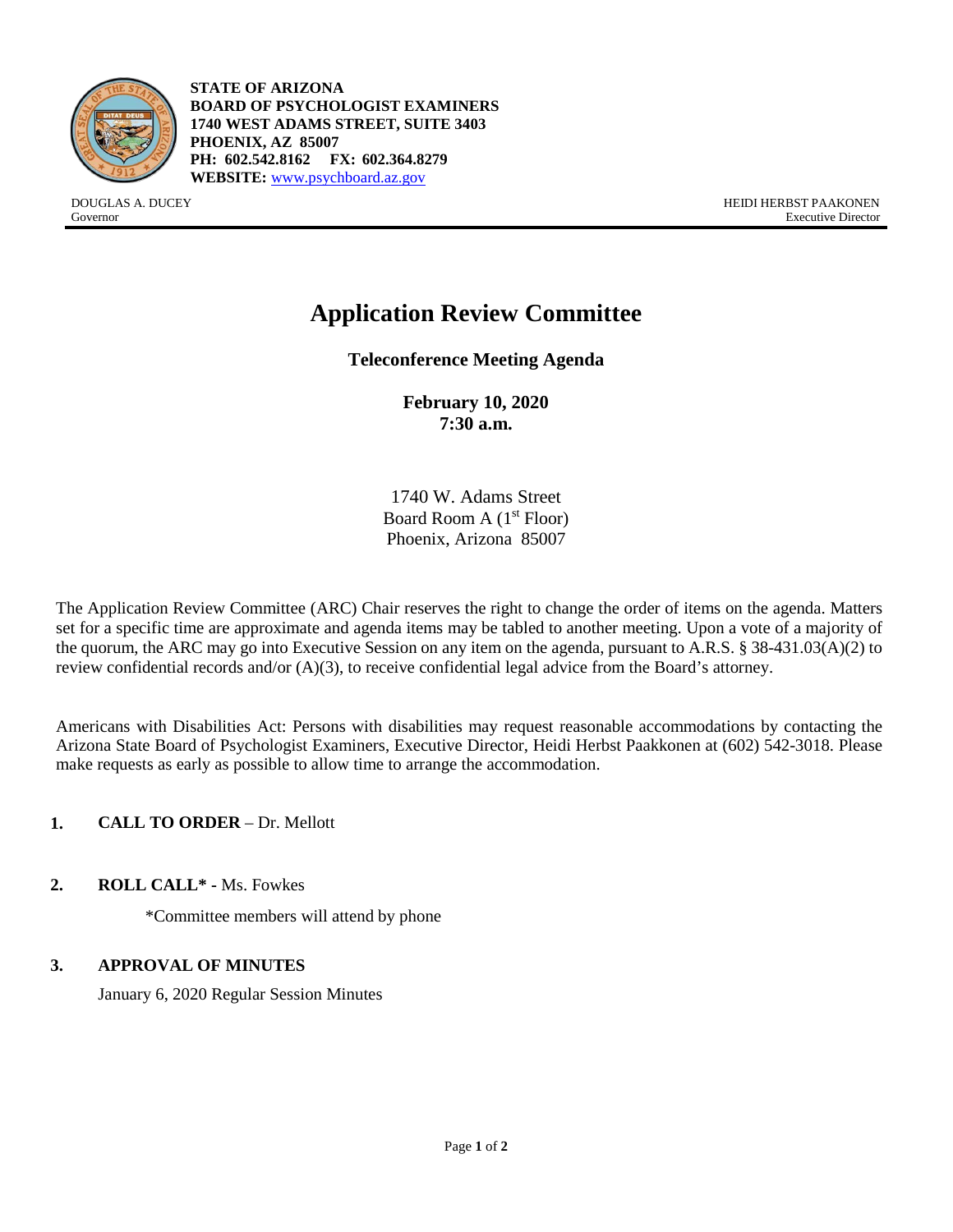**STATE OF ARIZONA**
**BOARD OF PSYCHOLOGIST EXAMINERS**
**1740 WEST ADAMS STREET, SUITE 3403**
**PHOENIX, AZ 85007**
**PH: 602.542.8162 FX: 602.364.8279**
**WEBSITE:** www.psychboard.az.gov

DOUGLAS A. DUCEY
Governor

HEIDI HERBST PAAKONEN
Executive Director

# Application Review Committee

## Teleconference Meeting Agenda

**February 10, 2020**
**7:30 a.m.**

1740 W. Adams Street
Board Room A (1st Floor)
Phoenix, Arizona 85007

The Application Review Committee (ARC) Chair reserves the right to change the order of items on the agenda. Matters set for a specific time are approximate and agenda items may be tabled to another meeting. Upon a vote of a majority of the quorum, the ARC may go into Executive Session on any item on the agenda, pursuant to A.R.S. § 38-431.03(A)(2) to review confidential records and/or (A)(3), to receive confidential legal advice from the Board's attorney.

Americans with Disabilities Act: Persons with disabilities may request reasonable accommodations by contacting the Arizona State Board of Psychologist Examiners, Executive Director, Heidi Herbst Paakkonen at (602) 542-3018. Please make requests as early as possible to allow time to arrange the accommodation.

1. **CALL TO ORDER** – Dr. Mellott

2. **ROLL CALL\* -** Ms. Fowkes

   \*Committee members will attend by phone

3. **APPROVAL OF MINUTES**

   January 6, 2020 Regular Session Minutes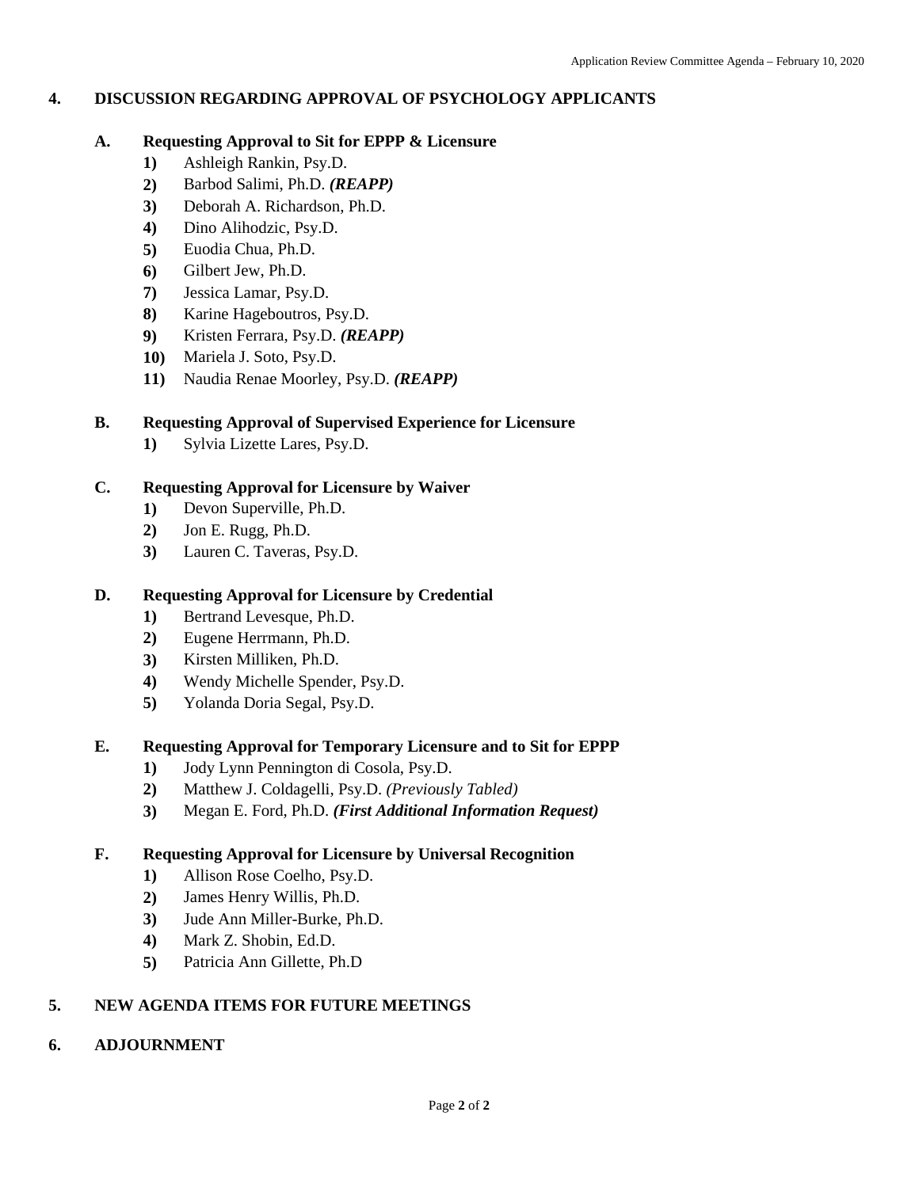## 4. DISCUSSION REGARDING APPROVAL OF PSYCHOLOGY APPLICANTS

### A. Requesting Approval to Sit for EPPP & Licensure

1) Ashleigh Rankin, Psy.D.
2) Barbod Salimi, Ph.D. ***(REAPP)***
3) Deborah A. Richardson, Ph.D.
4) Dino Alihodzic, Psy.D.
5) Euodia Chua, Ph.D.
6) Gilbert Jew, Ph.D.
7) Jessica Lamar, Psy.D.
8) Karine Hageboutros, Psy.D.
9) Kristen Ferrara, Psy.D. ***(REAPP)***
10) Mariela J. Soto, Psy.D.
11) Naudia Renae Moorley, Psy.D. ***(REAPP)***

### B. Requesting Approval of Supervised Experience for Licensure

1) Sylvia Lizette Lares, Psy.D.

### C. Requesting Approval for Licensure by Waiver

1) Devon Superville, Ph.D.
2) Jon E. Rugg, Ph.D.
3) Lauren C. Taveras, Psy.D.

### D. Requesting Approval for Licensure by Credential

1) Bertrand Levesque, Ph.D.
2) Eugene Herrmann, Ph.D.
3) Kirsten Milliken, Ph.D.
4) Wendy Michelle Spender, Psy.D.
5) Yolanda Doria Segal, Psy.D.

### E. Requesting Approval for Temporary Licensure and to Sit for EPPP

1) Jody Lynn Pennington di Cosola, Psy.D.
2) Matthew J. Coldagelli, Psy.D. *(Previously Tabled)*
3) Megan E. Ford, Ph.D. ***(First Additional Information Request)***

### F. Requesting Approval for Licensure by Universal Recognition

1) Allison Rose Coelho, Psy.D.
2) James Henry Willis, Ph.D.
3) Jude Ann Miller-Burke, Ph.D.
4) Mark Z. Shobin, Ed.D.
5) Patricia Ann Gillette, Ph.D

## 5. NEW AGENDA ITEMS FOR FUTURE MEETINGS

## 6. ADJOURNMENT